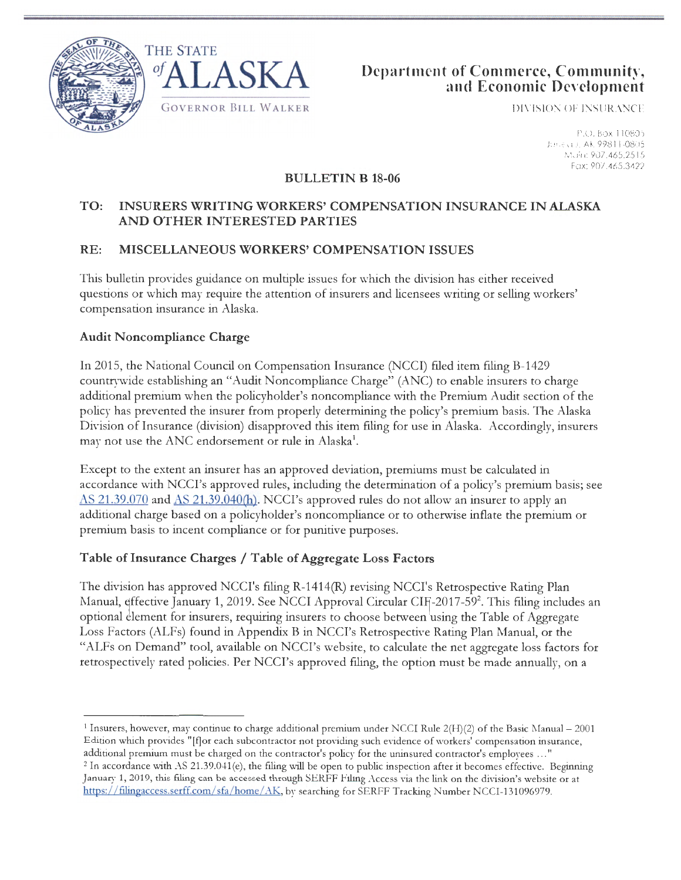THE STATE of ALASKA

GOVERNOR BILL WALKER

# Department of Commerce, Community, and Economic Development

DIVISION OF INSURANCE

P.O. Box 110805
Juneau, AK 99811-0805
Main: 907.465.2515
Fax: 907.465.3422

**BULLETIN B 18-06**

**TO: INSURERS WRITING WORKERS' COMPENSATION INSURANCE IN ALASKA AND OTHER INTERESTED PARTIES**

**RE: MISCELLANEOUS WORKERS' COMPENSATION ISSUES**

This bulletin provides guidance on multiple issues for which the division has either received questions or which may require the attention of insurers and licensees writing or selling workers' compensation insurance in Alaska.

## Audit Noncompliance Charge

In 2015, the National Council on Compensation Insurance (NCCI) filed item filing B-1429 countrywide establishing an "Audit Noncompliance Charge" (ANC) to enable insurers to charge additional premium when the policyholder's noncompliance with the Premium Audit section of the policy has prevented the insurer from properly determining the policy's premium basis. The Alaska Division of Insurance (division) disapproved this item filing for use in Alaska. Accordingly, insurers may not use the ANC endorsement or rule in Alaska[1].

Except to the extent an insurer has an approved deviation, premiums must be calculated in accordance with NCCI's approved rules, including the determination of a policy's premium basis; see AS 21.39.070 and AS 21.39.040(h). NCCI's approved rules do not allow an insurer to apply an additional charge based on a policyholder's noncompliance or to otherwise inflate the premium or premium basis to incent compliance or for punitive purposes.

## Table of Insurance Charges / Table of Aggregate Loss Factors

The division has approved NCCI's filing R-1414(R) revising NCCI's Retrospective Rating Plan Manual, effective January 1, 2019. See NCCI Approval Circular CIF-2017-59[2]. This filing includes an optional element for insurers, requiring insurers to choose between using the Table of Aggregate Loss Factors (ALFs) found in Appendix B in NCCI's Retrospective Rating Plan Manual, or the "ALFs on Demand" tool, available on NCCI's website, to calculate the net aggregate loss factors for retrospectively rated policies. Per NCCI's approved filing, the option must be made annually, on a

---

[1] Insurers, however, may continue to charge additional premium under NCCI Rule 2(H)(2) of the Basic Manual – 2001 Edition which provides "[f]or each subcontractor not providing such evidence of workers' compensation insurance, additional premium must be charged on the contractor's policy for the uninsured contractor's employees ..."

[2] In accordance with AS 21.39.041(e), the filing will be open to public inspection after it becomes effective. Beginning January 1, 2019, this filing can be accessed through SERFF Filing Access via the link on the division's website or at https://filingaccess.serff.com/sfa/home/AK, by searching for SERFF Tracking Number NCCI-131096979.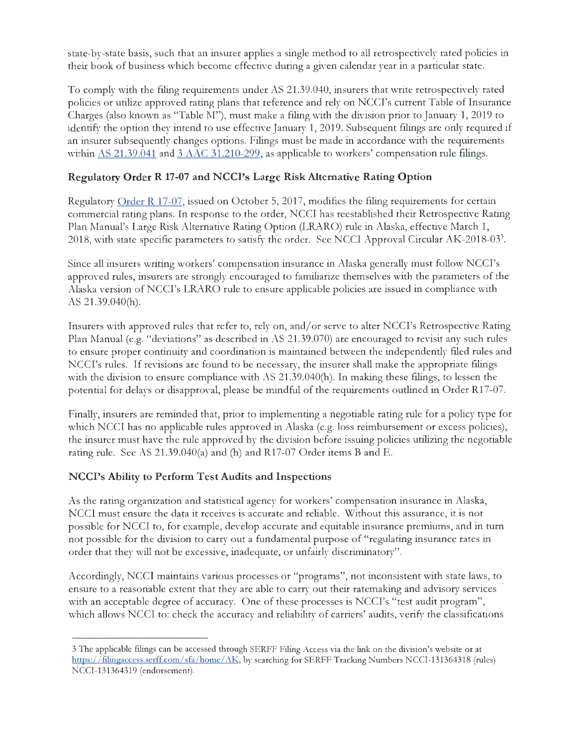state-by-state basis, such that an insurer applies a single method to all retrospectively rated policies in their book of business which become effective during a given calendar year in a particular state.

To comply with the filing requirements under AS 21.39.040, insurers that write retrospectively rated policies or utilize approved rating plans that reference and rely on NCCI's current Table of Insurance Charges (also known as "Table M"), must make a filing with the division prior to January 1, 2019 to identify the option they intend to use effective January 1, 2019. Subsequent filings are only required if an insurer subsequently changes options. Filings must be made in accordance with the requirements within AS 21.39.041 and 3 AAC 31.210-299, as applicable to workers' compensation rule filings.

## Regulatory Order R 17-07 and NCCI's Large Risk Alternative Rating Option

Regulatory Order R 17-07, issued on October 5, 2017, modifies the filing requirements for certain commercial rating plans. In response to the order, NCCI has reestablished their Retrospective Rating Plan Manual's Large Risk Alternative Rating Option (LRARO) rule in Alaska, effective March 1, 2018, with state specific parameters to satisfy the order. See NCCI Approval Circular AK-2018-03[3].

Since all insurers writing workers' compensation insurance in Alaska generally must follow NCCI's approved rules, insurers are strongly encouraged to familiarize themselves with the parameters of the Alaska version of NCCI's LRARO rule to ensure applicable policies are issued in compliance with AS 21.39.040(h).

Insurers with approved rules that refer to, rely on, and/or serve to alter NCCI's Retrospective Rating Plan Manual (e.g. "deviations" as described in AS 21.39.070) are encouraged to revisit any such rules to ensure proper continuity and coordination is maintained between the independently filed rules and NCCI's rules. If revisions are found to be necessary, the insurer shall make the appropriate filings with the division to ensure compliance with AS 21.39.040(h). In making these filings, to lessen the potential for delays or disapproval, please be mindful of the requirements outlined in Order R17-07.

Finally, insurers are reminded that, prior to implementing a negotiable rating rule for a policy type for which NCCI has no applicable rules approved in Alaska (e.g. loss reimbursement or excess policies), the insurer must have the rule approved by the division before issuing policies utilizing the negotiable rating rule. See AS 21.39.040(a) and (h) and R17-07 Order items B and E.

## NCCI's Ability to Perform Test Audits and Inspections

As the rating organization and statistical agency for workers' compensation insurance in Alaska, NCCI must ensure the data it receives is accurate and reliable. Without this assurance, it is not possible for NCCI to, for example, develop accurate and equitable insurance premiums, and in turn not possible for the division to carry out a fundamental purpose of "regulating insurance rates in order that they will not be excessive, inadequate, or unfairly discriminatory".

Accordingly, NCCI maintains various processes or "programs", not inconsistent with state laws, to ensure to a reasonable extent that they are able to carry out their ratemaking and advisory services with an acceptable degree of accuracy. One of these processes is NCCI's "test audit program", which allows NCCI to: check the accuracy and reliability of carriers' audits, verify the classifications

---

3 The applicable filings can be accessed through SERFF Filing Access via the link on the division's website or at https://filingaccess.serff.com/sfa/home/AK, by searching for SERFF Tracking Numbers NCCI-131364318 (rules) NCCI-131364319 (endorsement).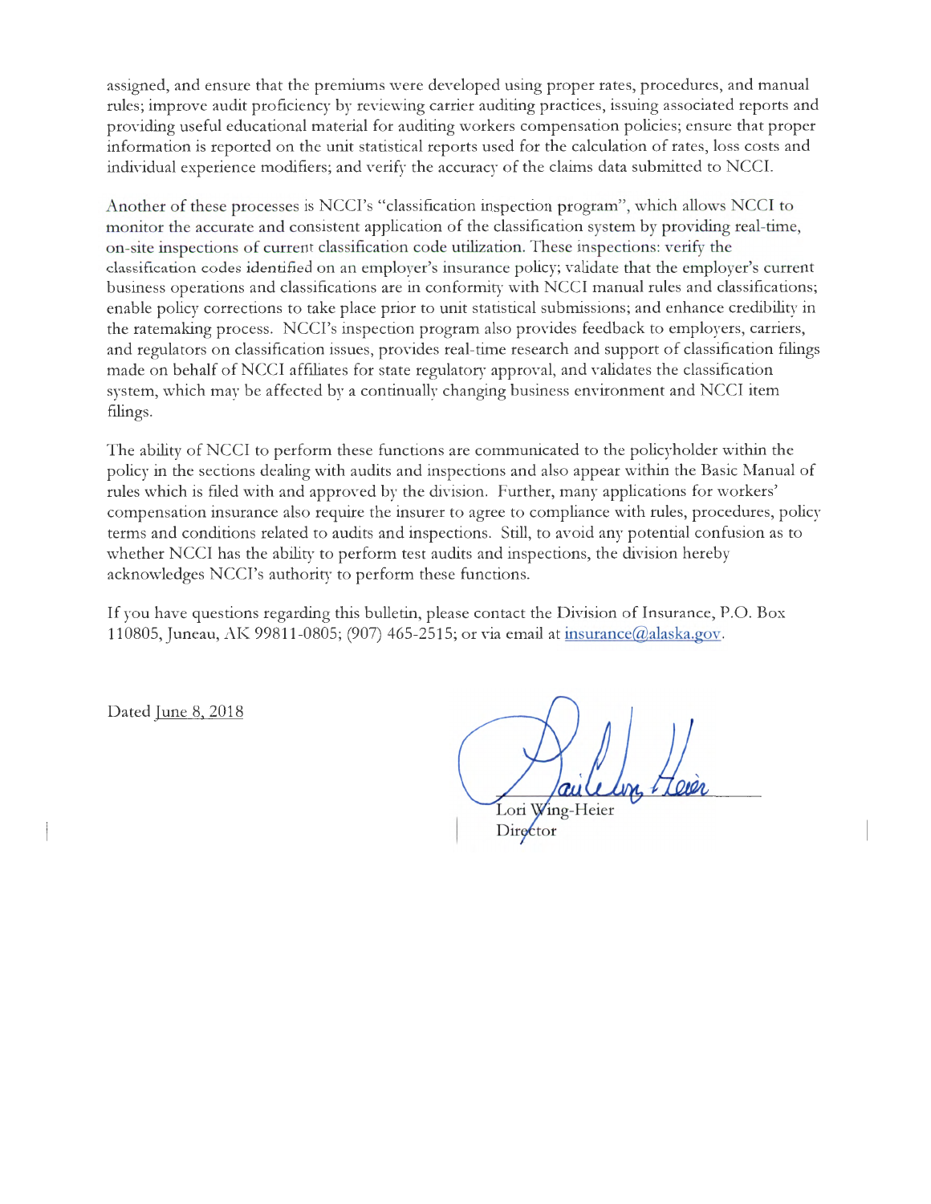assigned, and ensure that the premiums were developed using proper rates, procedures, and manual rules; improve audit proficiency by reviewing carrier auditing practices, issuing associated reports and providing useful educational material for auditing workers compensation policies; ensure that proper information is reported on the unit statistical reports used for the calculation of rates, loss costs and individual experience modifiers; and verify the accuracy of the claims data submitted to NCCI.

Another of these processes is NCCI's "classification inspection program", which allows NCCI to monitor the accurate and consistent application of the classification system by providing real-time, on-site inspections of current classification code utilization. These inspections: verify the classification codes identified on an employer's insurance policy; validate that the employer's current business operations and classifications are in conformity with NCCI manual rules and classifications; enable policy corrections to take place prior to unit statistical submissions; and enhance credibility in the ratemaking process. NCCI's inspection program also provides feedback to employers, carriers, and regulators on classification issues, provides real-time research and support of classification filings made on behalf of NCCI affiliates for state regulatory approval, and validates the classification system, which may be affected by a continually changing business environment and NCCI item filings.

The ability of NCCI to perform these functions are communicated to the policyholder within the policy in the sections dealing with audits and inspections and also appear within the Basic Manual of rules which is filed with and approved by the division. Further, many applications for workers' compensation insurance also require the insurer to agree to compliance with rules, procedures, policy terms and conditions related to audits and inspections. Still, to avoid any potential confusion as to whether NCCI has the ability to perform test audits and inspections, the division hereby acknowledges NCCI's authority to perform these functions.

If you have questions regarding this bulletin, please contact the Division of Insurance, P.O. Box 110805, Juneau, AK 99811-0805; (907) 465-2515; or via email at insurance@alaska.gov.

Dated June 8, 2018

Lori Wing-Heier
Director